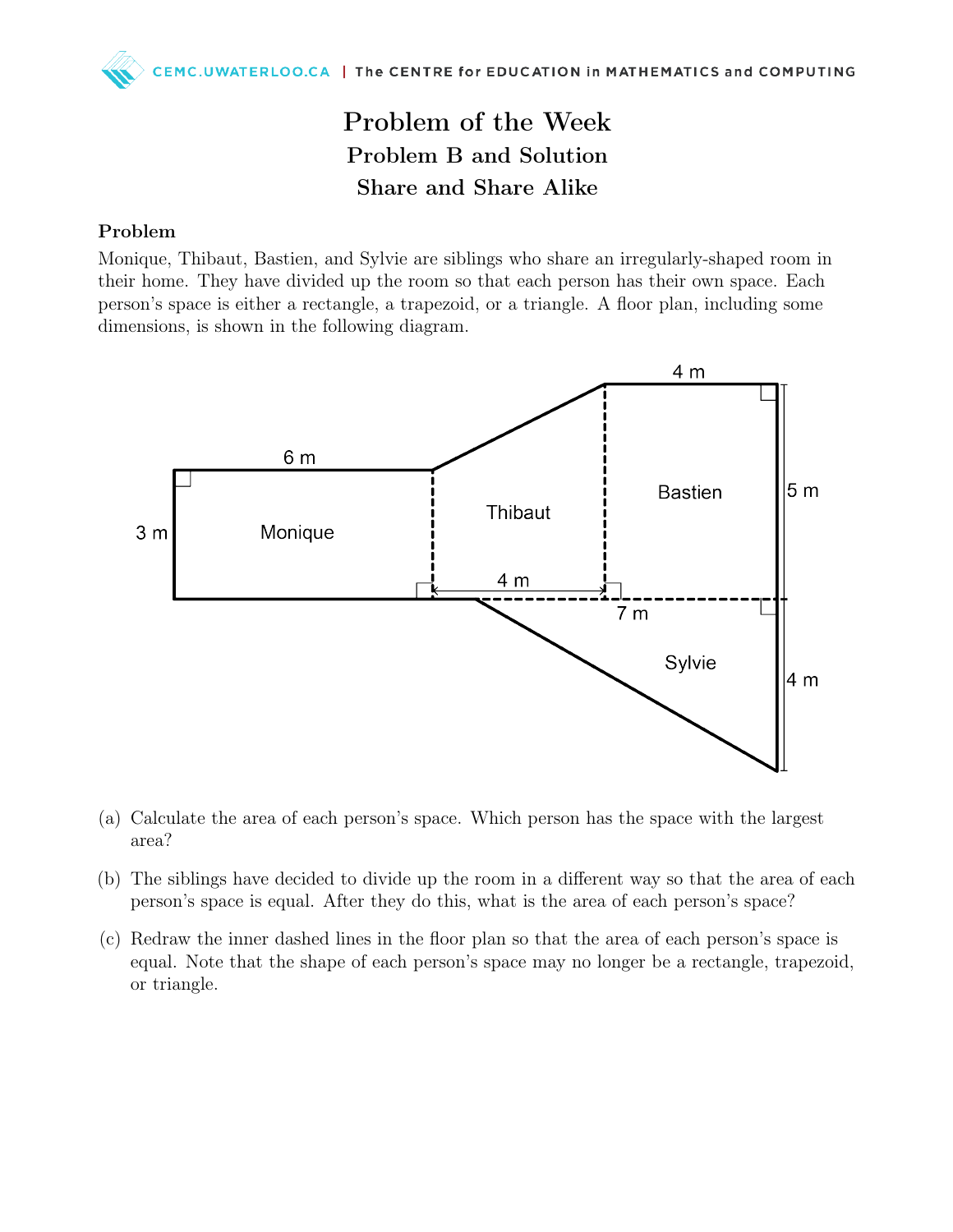# Problem of the Week

## Problem B and Solution

## Share and Share Alike

### Problem

Monique, Thibaut, Bastien, and Sylvie are siblings who share an irregularly-shaped room in their home. They have divided up the room so that each person has their own space. Each person's space is either a rectangle, a trapezoid, or a triangle. A floor plan, including some dimensions, is shown in the following diagram.

(a) Calculate the area of each person's space. Which person has the space with the largest area?

(b) The siblings have decided to divide up the room in a different way so that the area of each person's space is equal. After they do this, what is the area of each person's space?

(c) Redraw the inner dashed lines in the floor plan so that the area of each person's space is equal. Note that the shape of each person's space may no longer be a rectangle, trapezoid, or triangle.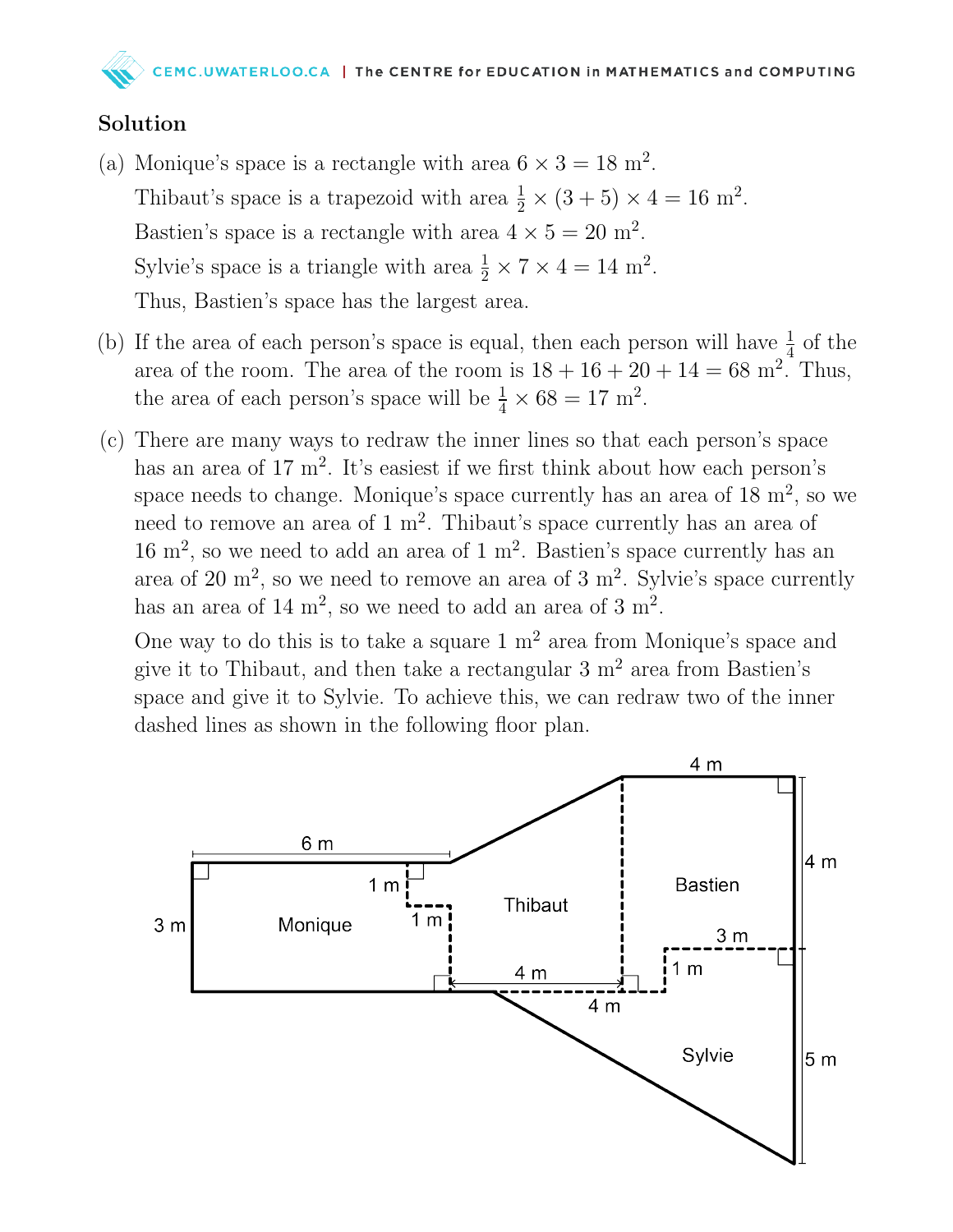## Solution

(a) Monique's space is a rectangle with area $6 \times 3 = 18$ m$^2$.

Thibaut's space is a trapezoid with area $\frac{1}{2} \times (3+5) \times 4 = 16$ m$^2$.

Bastien's space is a rectangle with area $4 \times 5 = 20$ m$^2$.

Sylvie's space is a triangle with area $\frac{1}{2} \times 7 \times 4 = 14$ m$^2$.

Thus, Bastien's space has the largest area.

(b) If the area of each person's space is equal, then each person will have $\frac{1}{4}$ of the area of the room. The area of the room is $18 + 16 + 20 + 14 = 68$ m$^2$. Thus, the area of each person's space will be $\frac{1}{4} \times 68 = 17$ m$^2$.

(c) There are many ways to redraw the inner lines so that each person's space has an area of 17 m$^2$. It's easiest if we first think about how each person's space needs to change. Monique's space currently has an area of 18 m$^2$, so we need to remove an area of 1 m$^2$. Thibaut's space currently has an area of 16 m$^2$, so we need to add an area of 1 m$^2$. Bastien's space currently has an area of 20 m$^2$, so we need to remove an area of 3 m$^2$. Sylvie's space currently has an area of 14 m$^2$, so we need to add an area of 3 m$^2$.

One way to do this is to take a square 1 m$^2$ area from Monique's space and give it to Thibaut, and then take a rectangular 3 m$^2$ area from Bastien's space and give it to Sylvie. To achieve this, we can redraw two of the inner dashed lines as shown in the following floor plan.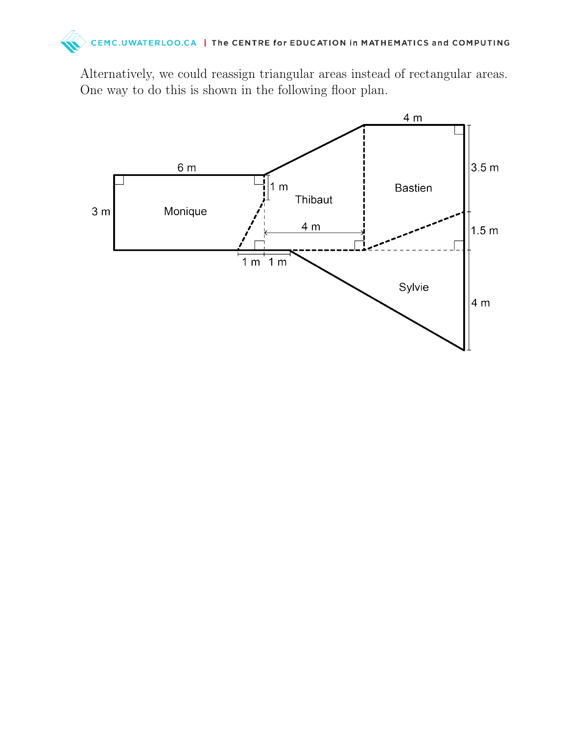Alternatively, we could reassign triangular areas instead of rectangular areas. One way to do this is shown in the following floor plan.

6 m

3 m

Monique

1 m

Thibaut

4 m

4 m

Bastien

3.5 m

1.5 m

1 m 1 m

Sylvie

4 m